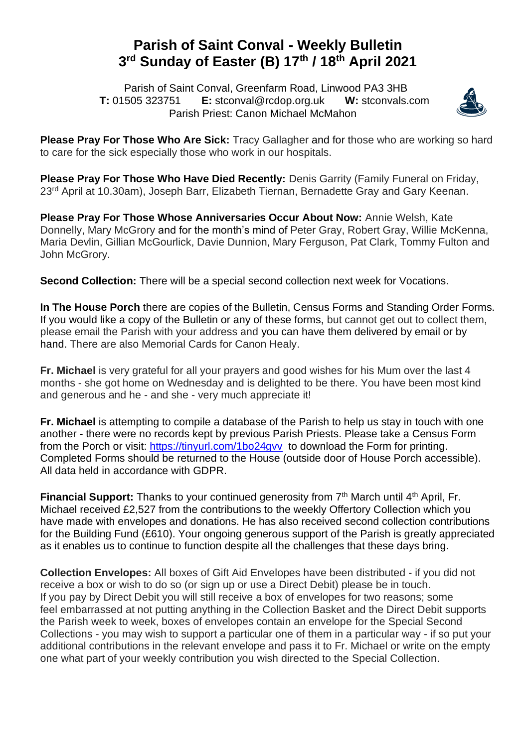# Parish of Saint Conval - Weekly Bulletin
## 3rd Sunday of Easter (B) 17th / 18th April 2021

Parish of Saint Conval, Greenfarm Road, Linwood PA3 3HB
**T:** 01505 323751 **E:** stconval@rcdop.org.uk **W:** stconvals.com
Parish Priest: Canon Michael McMahon

**Please Pray For Those Who Are Sick:** Tracy Gallagher and for those who are working so hard to care for the sick especially those who work in our hospitals.

**Please Pray For Those Who Have Died Recently:** Denis Garrity (Family Funeral on Friday, 23rd April at 10.30am), Joseph Barr, Elizabeth Tiernan, Bernadette Gray and Gary Keenan.

**Please Pray For Those Whose Anniversaries Occur About Now:** Annie Welsh, Kate Donnelly, Mary McGrory and for the month's mind of Peter Gray, Robert Gray, Willie McKenna, Maria Devlin, Gillian McGourlick, Davie Dunnion, Mary Ferguson, Pat Clark, Tommy Fulton and John McGrory.

**Second Collection:** There will be a special second collection next week for Vocations.

**In The House Porch** there are copies of the Bulletin, Census Forms and Standing Order Forms. If you would like a copy of the Bulletin or any of these forms, but cannot get out to collect them, please email the Parish with your address and you can have them delivered by email or by hand. There are also Memorial Cards for Canon Healy.

**Fr. Michael** is very grateful for all your prayers and good wishes for his Mum over the last 4 months - she got home on Wednesday and is delighted to be there. You have been most kind and generous and he - and she - very much appreciate it!

**Fr. Michael** is attempting to compile a database of the Parish to help us stay in touch with one another - there were no records kept by previous Parish Priests. Please take a Census Form from the Porch or visit: https://tinyurl.com/1bo24gvv to download the Form for printing. Completed Forms should be returned to the House (outside door of House Porch accessible). All data held in accordance with GDPR.

**Financial Support:** Thanks to your continued generosity from 7th March until 4th April, Fr. Michael received £2,527 from the contributions to the weekly Offertory Collection which you have made with envelopes and donations. He has also received second collection contributions for the Building Fund (£610). Your ongoing generous support of the Parish is greatly appreciated as it enables us to continue to function despite all the challenges that these days bring.

**Collection Envelopes:** All boxes of Gift Aid Envelopes have been distributed - if you did not receive a box or wish to do so (or sign up or use a Direct Debit) please be in touch.
If you pay by Direct Debit you will still receive a box of envelopes for two reasons; some feel embarrassed at not putting anything in the Collection Basket and the Direct Debit supports the Parish week to week, boxes of envelopes contain an envelope for the Special Second Collections - you may wish to support a particular one of them in a particular way - if so put your additional contributions in the relevant envelope and pass it to Fr. Michael or write on the empty one what part of your weekly contribution you wish directed to the Special Collection.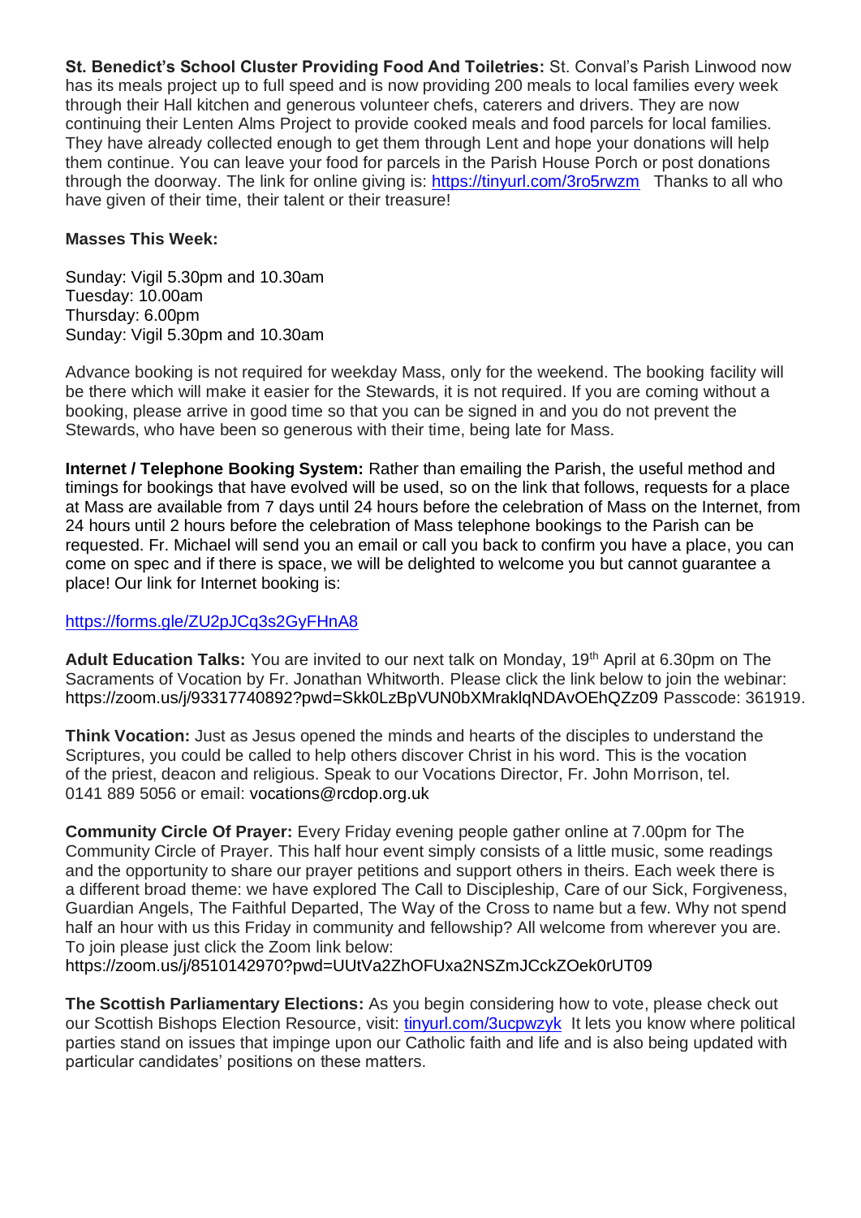**St. Benedict's School Cluster Providing Food And Toiletries:** St. Conval's Parish Linwood now has its meals project up to full speed and is now providing 200 meals to local families every week through their Hall kitchen and generous volunteer chefs, caterers and drivers. They are now continuing their Lenten Alms Project to provide cooked meals and food parcels for local families. They have already collected enough to get them through Lent and hope your donations will help them continue. You can leave your food for parcels in the Parish House Porch or post donations through the doorway. The link for online giving is: https://tinyurl.com/3ro5rwzm Thanks to all who have given of their time, their talent or their treasure!

**Masses This Week:**

Sunday: Vigil 5.30pm and 10.30am
Tuesday: 10.00am
Thursday: 6.00pm
Sunday: Vigil 5.30pm and 10.30am

Advance booking is not required for weekday Mass, only for the weekend. The booking facility will be there which will make it easier for the Stewards, it is not required. If you are coming without a booking, please arrive in good time so that you can be signed in and you do not prevent the Stewards, who have been so generous with their time, being late for Mass.

**Internet / Telephone Booking System:** Rather than emailing the Parish, the useful method and timings for bookings that have evolved will be used, so on the link that follows, requests for a place at Mass are available from 7 days until 24 hours before the celebration of Mass on the Internet, from 24 hours until 2 hours before the celebration of Mass telephone bookings to the Parish can be requested. Fr. Michael will send you an email or call you back to confirm you have a place, you can come on spec and if there is space, we will be delighted to welcome you but cannot guarantee a place! Our link for Internet booking is:

https://forms.gle/ZU2pJCq3s2GyFHnA8

**Adult Education Talks:** You are invited to our next talk on Monday, 19th April at 6.30pm on The Sacraments of Vocation by Fr. Jonathan Whitworth. Please click the link below to join the webinar: https://zoom.us/j/93317740892?pwd=Skk0LzBpVUN0bXMraklqNDAvOEhQZz09 Passcode: 361919.

**Think Vocation:** Just as Jesus opened the minds and hearts of the disciples to understand the Scriptures, you could be called to help others discover Christ in his word. This is the vocation of the priest, deacon and religious. Speak to our Vocations Director, Fr. John Morrison, tel. 0141 889 5056 or email: vocations@rcdop.org.uk

**Community Circle Of Prayer:** Every Friday evening people gather online at 7.00pm for The Community Circle of Prayer. This half hour event simply consists of a little music, some readings and the opportunity to share our prayer petitions and support others in theirs. Each week there is a different broad theme: we have explored The Call to Discipleship, Care of our Sick, Forgiveness, Guardian Angels, The Faithful Departed, The Way of the Cross to name but a few. Why not spend half an hour with us this Friday in community and fellowship? All welcome from wherever you are. To join please just click the Zoom link below:
https://zoom.us/j/8510142970?pwd=UUtVa2ZhOFUxa2NSZmJCckZOek0rUT09

**The Scottish Parliamentary Elections:** As you begin considering how to vote, please check out our Scottish Bishops Election Resource, visit: tinyurl.com/3ucpwzyk It lets you know where political parties stand on issues that impinge upon our Catholic faith and life and is also being updated with particular candidates' positions on these matters.